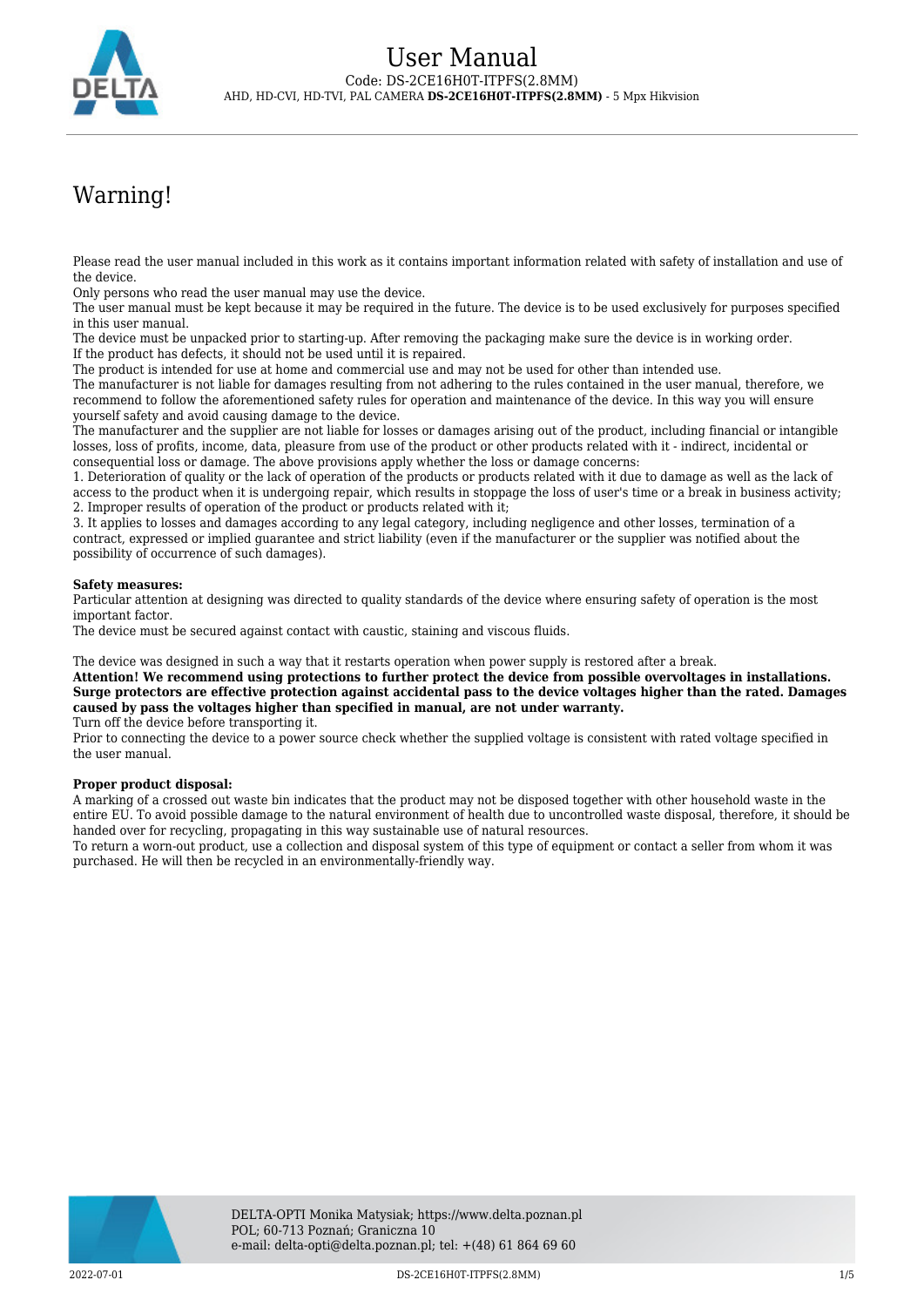# User Manual

Code: DS-2CE16H0T-ITPFS(2.8MM)

AHD, HD-CVI, HD-TVI, PAL CAMERA **DS-2CE16H0T-ITPFS(2.8MM)** - 5 Mpx Hikvision

## Warning!

Please read the user manual included in this work as it contains important information related with safety of installation and use of the device.
Only persons who read the user manual may use the device.
The user manual must be kept because it may be required in the future. The device is to be used exclusively for purposes specified in this user manual.
The device must be unpacked prior to starting-up. After removing the packaging make sure the device is in working order.
If the product has defects, it should not be used until it is repaired.
The product is intended for use at home and commercial use and may not be used for other than intended use.
The manufacturer is not liable for damages resulting from not adhering to the rules contained in the user manual, therefore, we recommend to follow the aforementioned safety rules for operation and maintenance of the device. In this way you will ensure yourself safety and avoid causing damage to the device.
The manufacturer and the supplier are not liable for losses or damages arising out of the product, including financial or intangible losses, loss of profits, income, data, pleasure from use of the product or other products related with it - indirect, incidental or consequential loss or damage. The above provisions apply whether the loss or damage concerns:
1. Deterioration of quality or the lack of operation of the products or products related with it due to damage as well as the lack of access to the product when it is undergoing repair, which results in stoppage the loss of user's time or a break in business activity;
2. Improper results of operation of the product or products related with it;
3. It applies to losses and damages according to any legal category, including negligence and other losses, termination of a contract, expressed or implied guarantee and strict liability (even if the manufacturer or the supplier was notified about the possibility of occurrence of such damages).

**Safety measures:**
Particular attention at designing was directed to quality standards of the device where ensuring safety of operation is the most important factor.
The device must be secured against contact with caustic, staining and viscous fluids.

The device was designed in such a way that it restarts operation when power supply is restored after a break.
**Attention! We recommend using protections to further protect the device from possible overvoltages in installations. Surge protectors are effective protection against accidental pass to the device voltages higher than the rated. Damages caused by pass the voltages higher than specified in manual, are not under warranty.**
Turn off the device before transporting it.
Prior to connecting the device to a power source check whether the supplied voltage is consistent with rated voltage specified in the user manual.

**Proper product disposal:**
A marking of a crossed out waste bin indicates that the product may not be disposed together with other household waste in the entire EU. To avoid possible damage to the natural environment of health due to uncontrolled waste disposal, therefore, it should be handed over for recycling, propagating in this way sustainable use of natural resources.
To return a worn-out product, use a collection and disposal system of this type of equipment or contact a seller from whom it was purchased. He will then be recycled in an environmentally-friendly way.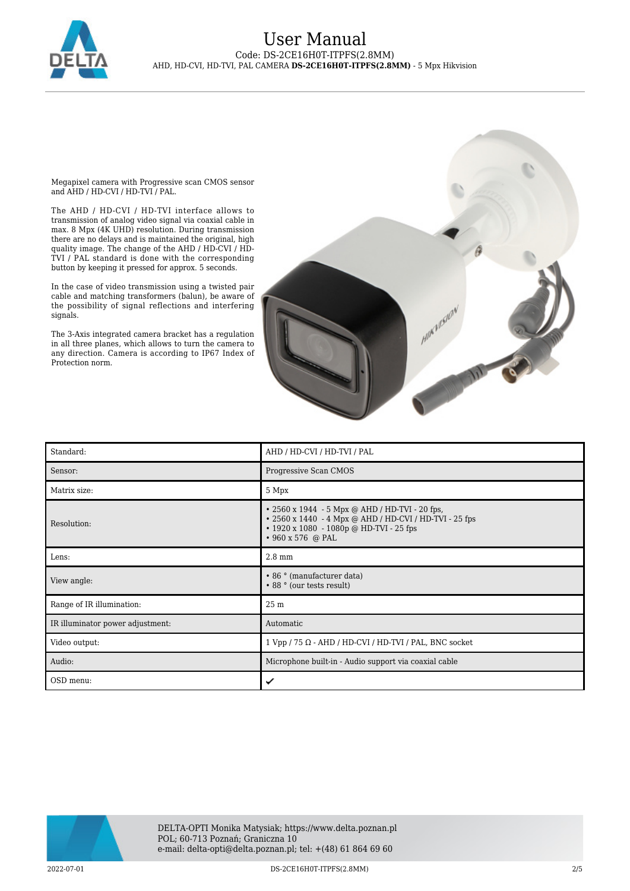Megapixel camera with Progressive scan CMOS sensor and AHD / HD-CVI / HD-TVI / PAL.

The AHD / HD-CVI / HD-TVI interface allows to transmission of analog video signal via coaxial cable in max. 8 Mpx (4K UHD) resolution. During transmission there are no delays and is maintained the original, high quality image. The change of the AHD / HD-CVI / HD-TVI / PAL standard is done with the corresponding button by keeping it pressed for approx. 5 seconds.

In the case of video transmission using a twisted pair cable and matching transformers (balun), be aware of the possibility of signal reflections and interfering signals.

The 3-Axis integrated camera bracket has a regulation in all three planes, which allows to turn the camera to any direction. Camera is according to IP67 Index of Protection norm.

| Standard: | AHD / HD-CVI / HD-TVI / PAL |
| --- | --- |
| Sensor: | Progressive Scan CMOS |
| Matrix size: | 5 Mpx |
| Resolution: | • 2560 x 1944 - 5 Mpx @ AHD / HD-TVI - 20 fps,<br>• 2560 x 1440 - 4 Mpx @ AHD / HD-CVI / HD-TVI - 25 fps<br>• 1920 x 1080 - 1080p @ HD-TVI - 25 fps<br>• 960 x 576 @ PAL |
| Lens: | 2.8 mm |
| View angle: | • 86 ° (manufacturer data)<br>• 88 ° (our tests result) |
| Range of IR illumination: | 25 m |
| IR illuminator power adjustment: | Automatic |
| Video output: | 1 Vpp / 75 Ω - AHD / HD-CVI / HD-TVI / PAL, BNC socket |
| Audio: | Microphone built-in - Audio support via coaxial cable |
| OSD menu: | ✔ |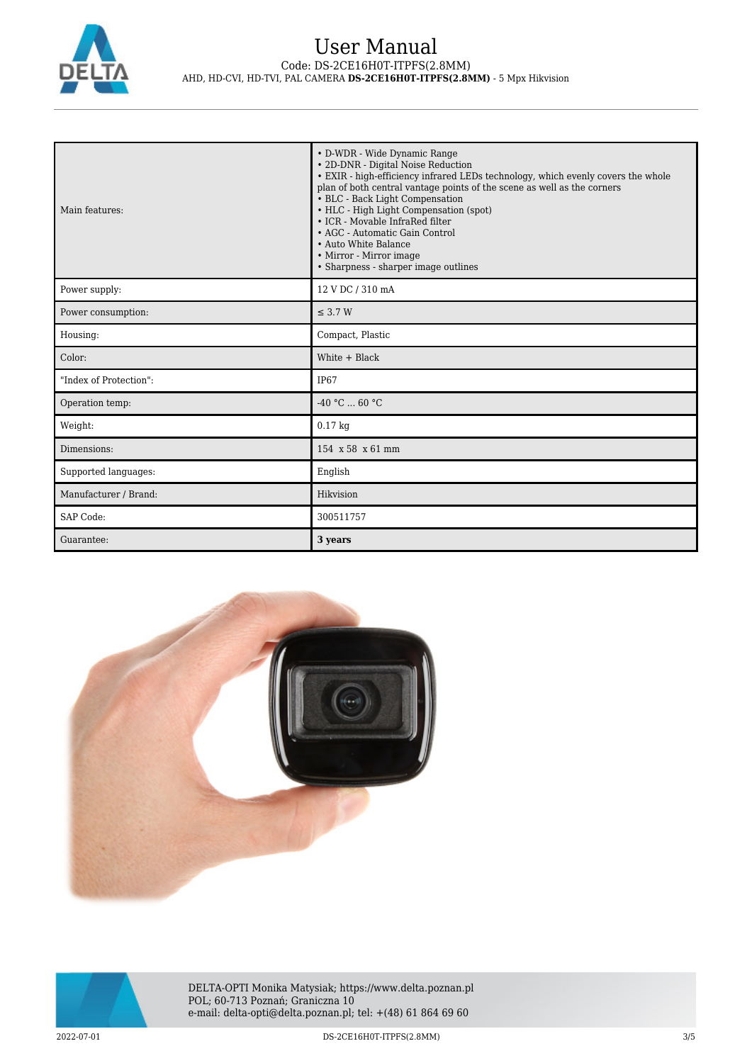| Main features: | • D-WDR - Wide Dynamic Range<br>• 2D-DNR - Digital Noise Reduction<br>• EXIR - high-efficiency infrared LEDs technology, which evenly covers the whole plan of both central vantage points of the scene as well as the corners<br>• BLC - Back Light Compensation<br>• HLC - High Light Compensation (spot)<br>• ICR - Movable InfraRed filter<br>• AGC - Automatic Gain Control<br>• Auto White Balance<br>• Mirror - Mirror image<br>• Sharpness - sharper image outlines |
|---|---|
| Power supply: | 12 V DC / 310 mA |
| Power consumption: | ≤ 3.7 W |
| Housing: | Compact, Plastic |
| Color: | White + Black |
| "Index of Protection": | IP67 |
| Operation temp: | -40 °C ... 60 °C |
| Weight: | 0.17 kg |
| Dimensions: | 154 x 58 x 61 mm |
| Supported languages: | English |
| Manufacturer / Brand: | Hikvision |
| SAP Code: | 300511757 |
| Guarantee: | **3 years** |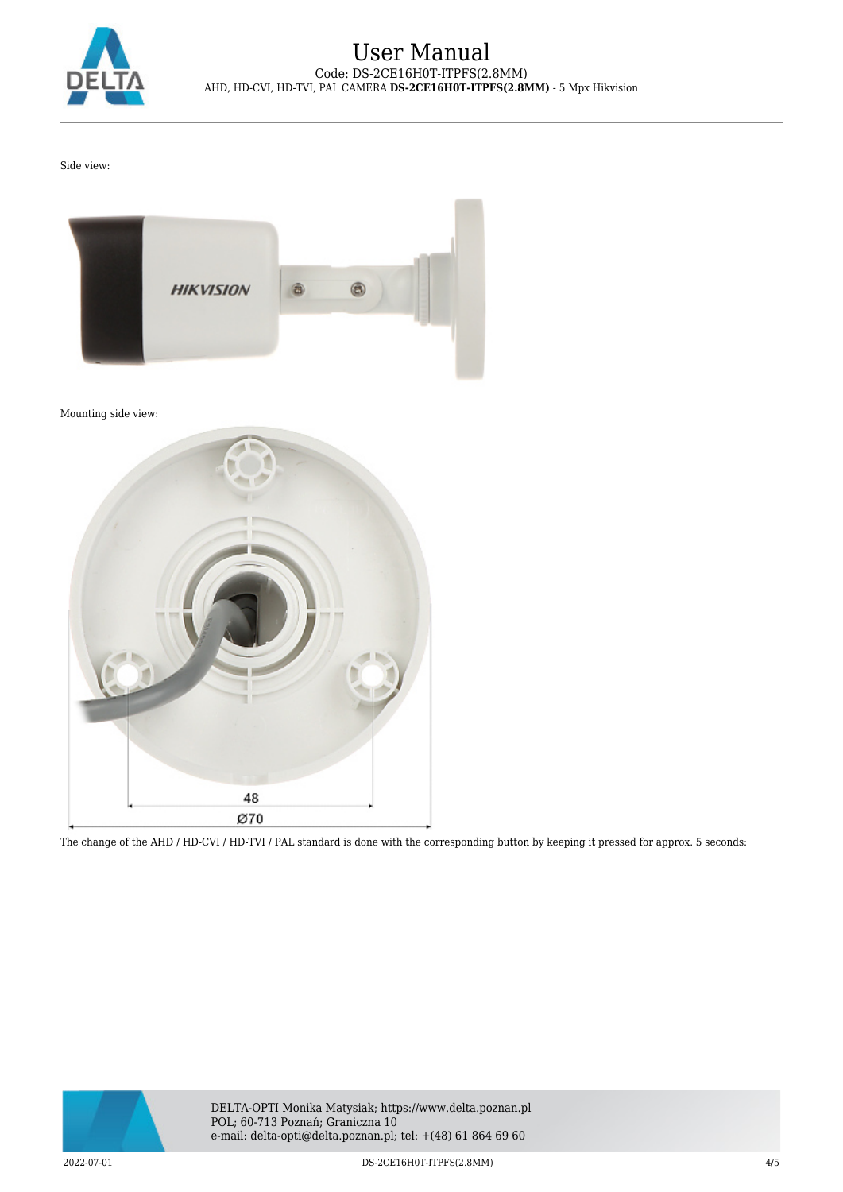Side view:

Mounting side view:

48

Ø70

The change of the AHD / HD-CVI / HD-TVI / PAL standard is done with the corresponding button by keeping it pressed for approx. 5 seconds: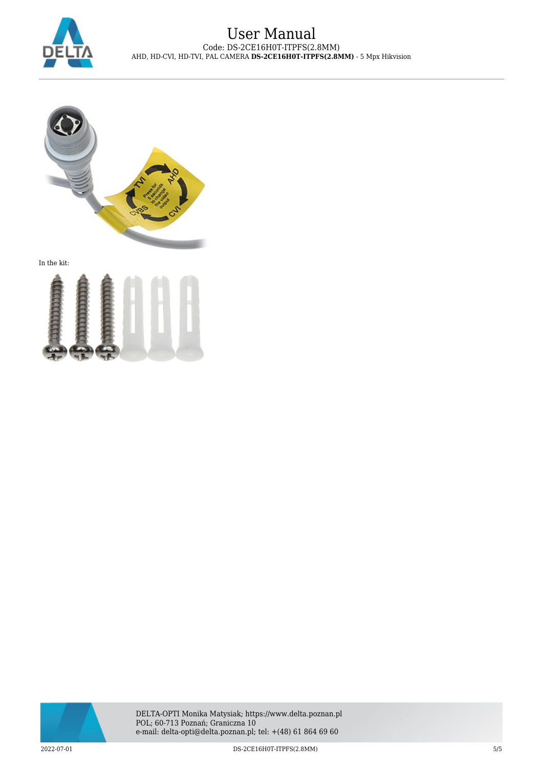In the kit: